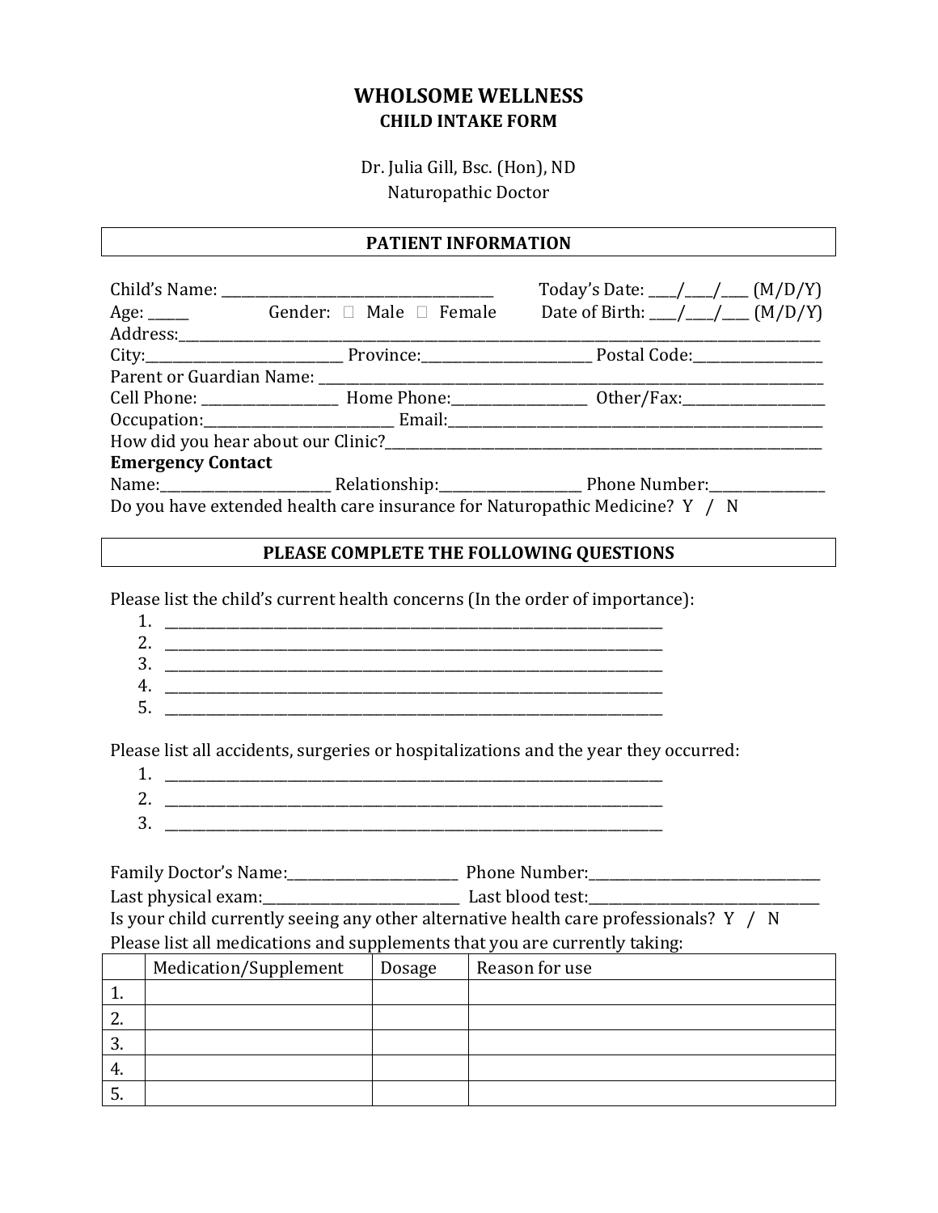# WHOLSOME WELLNESS

## CHILD INTAKE FORM

Dr. Julia Gill, Bsc. (Hon), ND
Naturopathic Doctor

### PATIENT INFORMATION

Child's Name: ______________________________________ Today's Date: ____/____/____ (M/D/Y)

Age: ______ Gender: ☐ Male ☐ Female Date of Birth: ____/____/____ (M/D/Y)

Address:__________________________________________________________________________________

City:____________________________ Province:________________________ Postal Code:__________________

Parent or Guardian Name: ___________________________________________________________________

Cell Phone: ___________________ Home Phone:__________________ Other/Fax:___________________

Occupation:___________________________ Email:_____________________________________________________

How did you hear about our Clinic?____________________________________________________________

**Emergency Contact**

Name:________________________ Relationship:____________________ Phone Number:________________

Do you have extended health care insurance for Naturopathic Medicine? Y / N

### PLEASE COMPLETE THE FOLLOWING QUESTIONS

Please list the child's current health concerns (In the order of importance):

1. _______________________________________________________________________
2. _______________________________________________________________________
3. _______________________________________________________________________
4. _______________________________________________________________________
5. _______________________________________________________________________

Please list all accidents, surgeries or hospitalizations and the year they occurred:

1. _______________________________________________________________________
2. _______________________________________________________________________
3. _______________________________________________________________________

Family Doctor's Name:________________________ Phone Number:________________________________

Last physical exam:____________________________ Last blood test:________________________________

Is your child currently seeing any other alternative health care professionals? Y / N

Please list all medications and supplements that you are currently taking:

| | Medication/Supplement | Dosage | Reason for use |
|---|---|---|---|
| 1. | | | |
| 2. | | | |
| 3. | | | |
| 4. | | | |
| 5. | | | |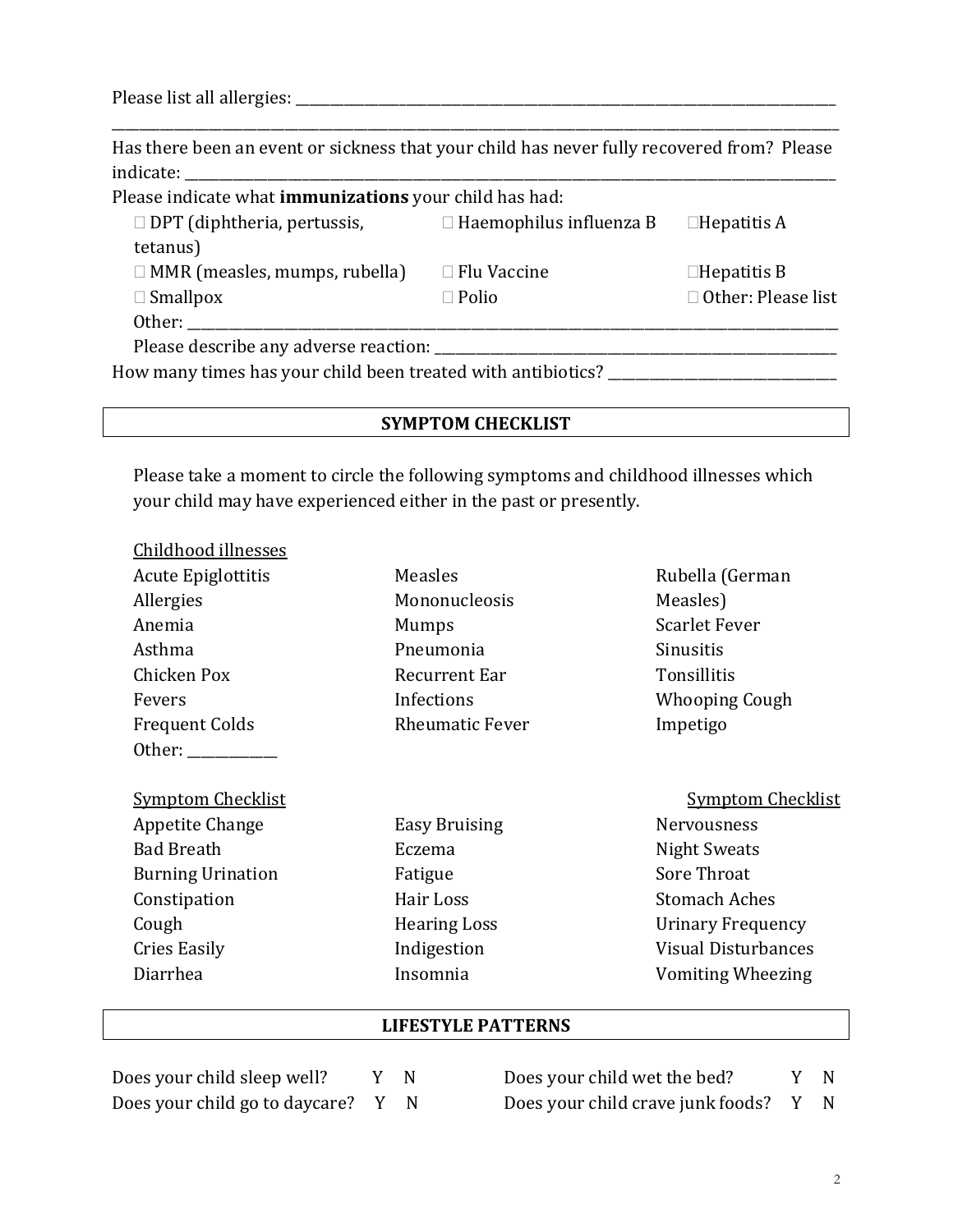Please list all allergies: ______________________________________________________________________________

________________________________________________________________________________________________________

Has there been an event or sickness that your child has never fully recovered from? Please indicate: ______________________________________________________________________________________

Please indicate what **immunizations** your child has had:

| | | |
|---|---|---|
| ☐ DPT (diphtheria, pertussis, tetanus) | ☐ Haemophilus influenza B | ☐Hepatitis A |
| ☐ MMR (measles, mumps, rubella) | ☐ Flu Vaccine | ☐Hepatitis B |
| ☐ Smallpox | ☐ Polio | ☐ Other: Please list |

Other: ______________________________________________________________________________________

Please describe any adverse reaction: ___________________________________________________

How many times has your child been treated with antibiotics? ___________________________

## SYMPTOM CHECKLIST

Please take a moment to circle the following symptoms and childhood illnesses which your child may have experienced either in the past or presently.

Childhood illnesses

| | | |
|---|---|---|
| Acute Epiglottitis | Measles | Rubella (German Measles) |
| Allergies | Mononucleosis | Scarlet Fever |
| Anemia | Mumps | Sinusitis |
| Asthma | Pneumonia | Tonsillitis |
| Chicken Pox | Recurrent Ear Infections | Whooping Cough |
| Fevers | Rheumatic Fever | Impetigo |
| Frequent Colds | | |
| Other: ____________ | | |

Symptom Checklist | | Symptom Checklist

| | | |
|---|---|---|
| Appetite Change | Easy Bruising | Nervousness |
| Bad Breath | Eczema | Night Sweats |
| Burning Urination | Fatigue | Sore Throat |
| Constipation | Hair Loss | Stomach Aches |
| Cough | Hearing Loss | Urinary Frequency |
| Cries Easily | Indigestion | Visual Disturbances |
| Diarrhea | Insomnia | Vomiting Wheezing |

## LIFESTYLE PATTERNS

| | | | |
|---|---|---|---|
| Does your child sleep well? | Y N | Does your child wet the bed? | Y N |
| Does your child go to daycare? | Y N | Does your child crave junk foods? | Y N |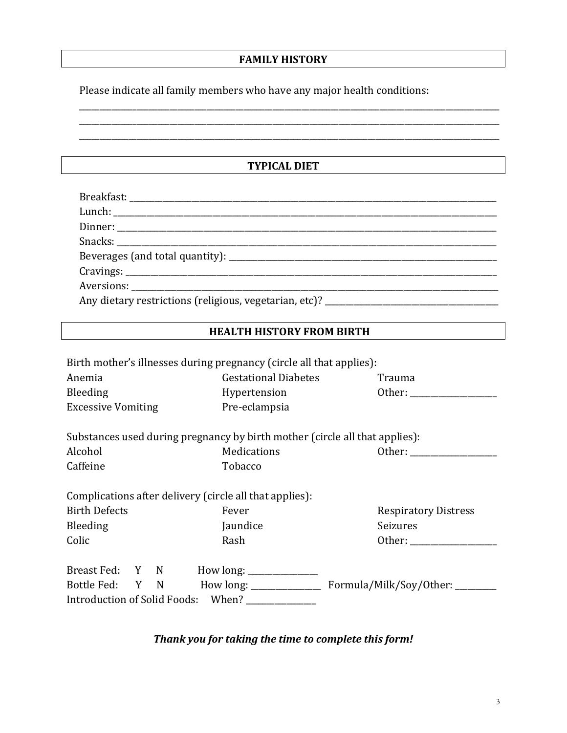## FAMILY HISTORY

Please indicate all family members who have any major health conditions:

______________________________________________________________________________
______________________________________________________________________________
______________________________________________________________________________

## TYPICAL DIET

Breakfast: ______________________________________________________________________
Lunch: _________________________________________________________________________
Dinner: ________________________________________________________________________
Snacks: ________________________________________________________________________
Beverages (and total quantity): __________________________________________________
Cravings: ______________________________________________________________________
Aversions: _____________________________________________________________________
Any dietary restrictions (religious, vegetarian, etc)? ______________________________

## HEALTH HISTORY FROM BIRTH

Birth mother's illnesses during pregnancy (circle all that applies):

| | | |
|---|---|---|
| Anemia | Gestational Diabetes | Trauma |
| Bleeding | Hypertension | Other: ________________ |
| Excessive Vomiting | Pre-eclampsia | |

Substances used during pregnancy by birth mother (circle all that applies):

| | | |
|---|---|---|
| Alcohol | Medications | Other: ________________ |
| Caffeine | Tobacco | |

Complications after delivery (circle all that applies):

| | | |
|---|---|---|
| Birth Defects | Fever | Respiratory Distress |
| Bleeding | Jaundice | Seizures |
| Colic | Rash | Other: ________________ |

Breast Fed: Y N How long: ______________
Bottle Fed: Y N How long: ______________ Formula/Milk/Soy/Other: ________
Introduction of Solid Foods: When? ______________

***Thank you for taking the time to complete this form!***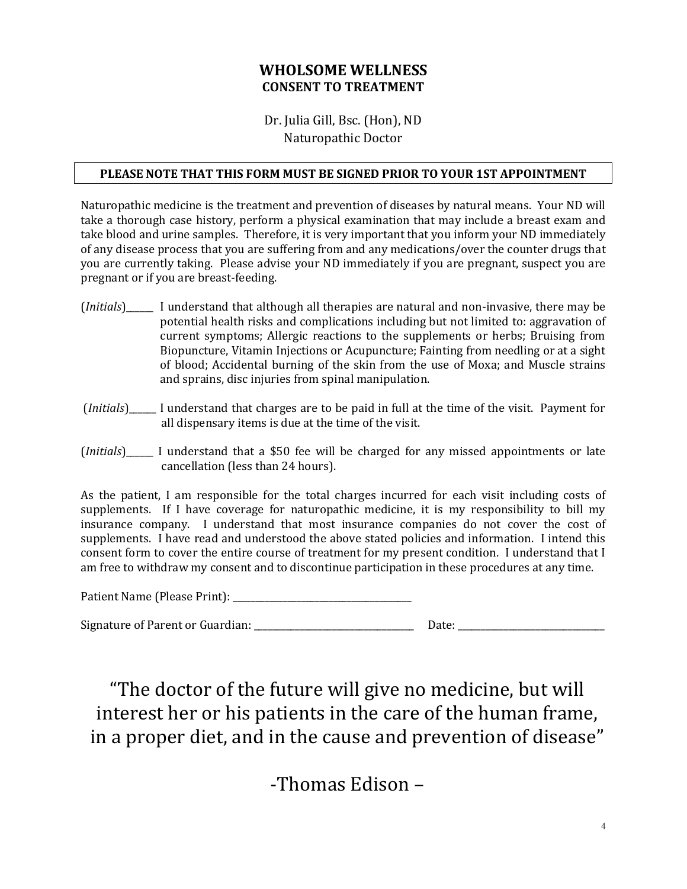# WHOLSOME WELLNESS
## CONSENT TO TREATMENT

Dr. Julia Gill, Bsc. (Hon), ND
Naturopathic Doctor

**PLEASE NOTE THAT THIS FORM MUST BE SIGNED PRIOR TO YOUR 1ST APPOINTMENT**

Naturopathic medicine is the treatment and prevention of diseases by natural means. Your ND will take a thorough case history, perform a physical examination that may include a breast exam and take blood and urine samples. Therefore, it is very important that you inform your ND immediately of any disease process that you are suffering from and any medications/over the counter drugs that you are currently taking. Please advise your ND immediately if you are pregnant, suspect you are pregnant or if you are breast-feeding.

(*Initials*)______ I understand that although all therapies are natural and non-invasive, there may be potential health risks and complications including but not limited to: aggravation of current symptoms; Allergic reactions to the supplements or herbs; Bruising from Biopuncture, Vitamin Injections or Acupuncture; Fainting from needling or at a sight of blood; Accidental burning of the skin from the use of Moxa; and Muscle strains and sprains, disc injuries from spinal manipulation.

(*Initials*)______ I understand that charges are to be paid in full at the time of the visit. Payment for all dispensary items is due at the time of the visit.

(*Initials*)______ I understand that a $50 fee will be charged for any missed appointments or late cancellation (less than 24 hours).

As the patient, I am responsible for the total charges incurred for each visit including costs of supplements. If I have coverage for naturopathic medicine, it is my responsibility to bill my insurance company. I understand that most insurance companies do not cover the cost of supplements. I have read and understood the above stated policies and information. I intend this consent form to cover the entire course of treatment for my present condition. I understand that I am free to withdraw my consent and to discontinue participation in these procedures at any time.

Patient Name (Please Print): ______________________________

Signature of Parent or Guardian: ____________________________ Date: ________________________

"The doctor of the future will give no medicine, but will interest her or his patients in the care of the human frame, in a proper diet, and in the cause and prevention of disease"

-Thomas Edison –